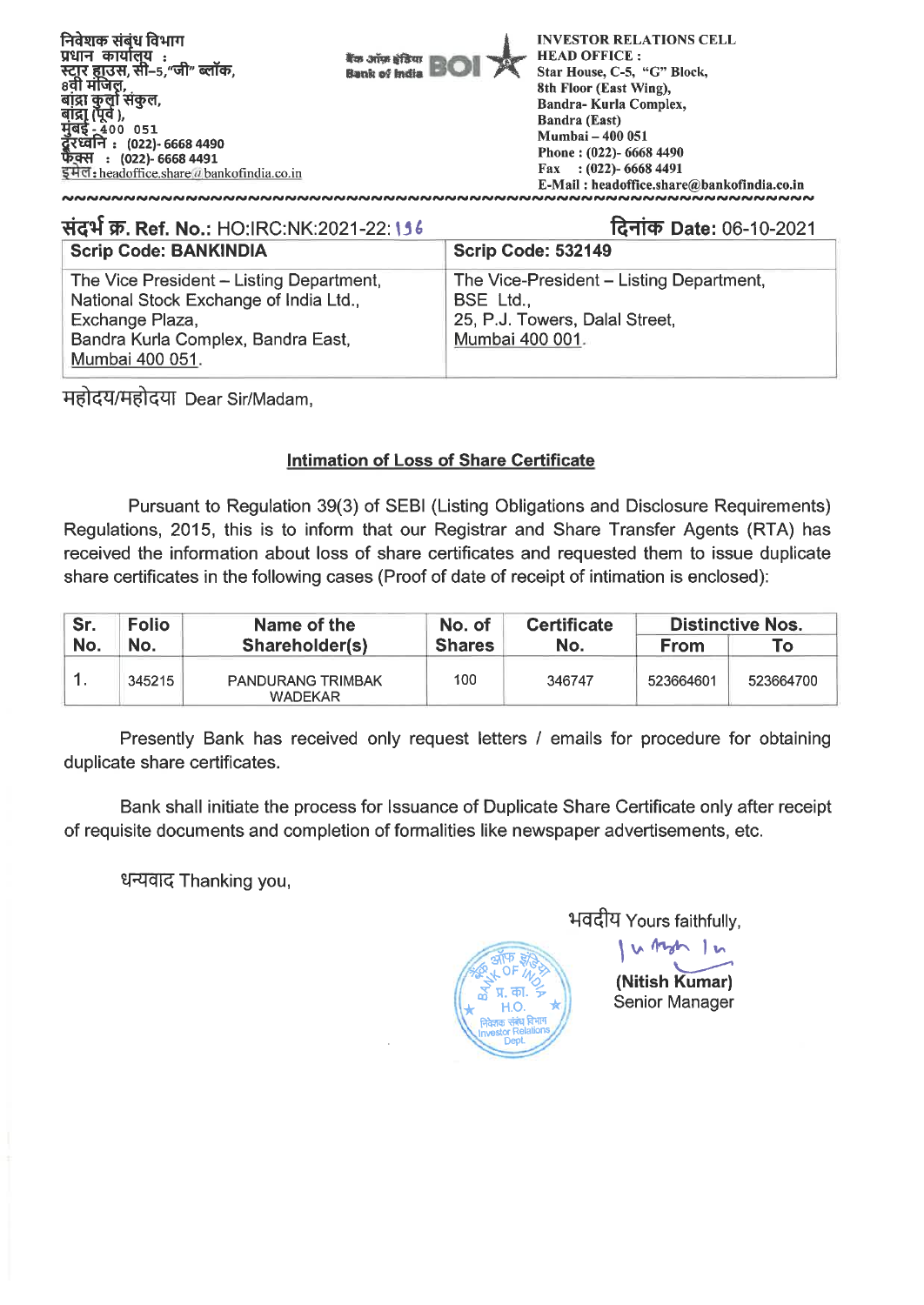निवेशक संबंध विभाग
प्रधान कार्यालय :
स्टार हाउस, सी–5,"जी" ब्लॉक,
8वी मंजिल,
बांद्रा कुर्ला संकुल,
बांद्रा (पूर्व ),
मुंबई - 400 051
दूरध्वनि : (022)- 6668 4490
फेक्स : (022)- 6668 4491
इमेल: headoffice.share@bankofindia.co.in

बैंक ऑफ़ इंडिया Bank of India BOI

INVESTOR RELATIONS CELL
HEAD OFFICE :
Star House, C-5, "G" Block,
8th Floor (East Wing),
Bandra- Kurla Complex,
Bandra (East)
Mumbai – 400 051
Phone : (022)- 6668 4490
Fax : (022)- 6668 4491
E-Mail : headoffice.share@bankofindia.co.in

**संदर्भ क्र. Ref. No.:** HO:IRC:NK:2021-22: 136 **दिनांक Date:** 06-10-2021

| Scrip Code: BANKINDIA | Scrip Code: 532149 |
|---|---|
| The Vice President – Listing Department, National Stock Exchange of India Ltd., Exchange Plaza, Bandra Kurla Complex, Bandra East, Mumbai 400 051. | The Vice-President – Listing Department, BSE Ltd., 25, P.J. Towers, Dalal Street, Mumbai 400 001. |

महोदय/महोदया Dear Sir/Madam,

**Intimation of Loss of Share Certificate**

Pursuant to Regulation 39(3) of SEBI (Listing Obligations and Disclosure Requirements) Regulations, 2015, this is to inform that our Registrar and Share Transfer Agents (RTA) has received the information about loss of share certificates and requested them to issue duplicate share certificates in the following cases (Proof of date of receipt of intimation is enclosed):

| Sr. No. | Folio No. | Name of the Shareholder(s) | No. of Shares | Certificate No. | Distinctive Nos. | |
|---|---|---|---|---|---|---|
| | | | | | From | To |
| 1. | 345215 | PANDURANG TRIMBAK WADEKAR | 100 | 346747 | 523664601 | 523664700 |

Presently Bank has received only request letters / emails for procedure for obtaining duplicate share certificates.

Bank shall initiate the process for Issuance of Duplicate Share Certificate only after receipt of requisite documents and completion of formalities like newspaper advertisements, etc.

धन्यवाद Thanking you,

भवदीय Yours faithfully,

**(Nitish Kumar)**
Senior Manager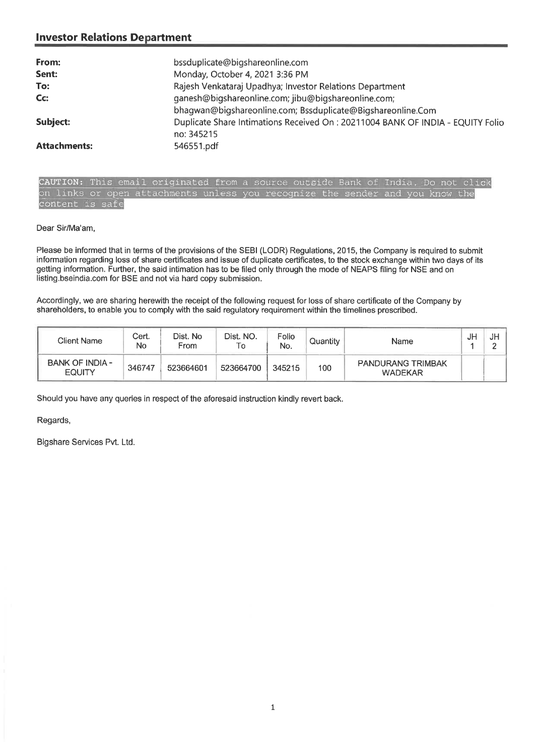## Investor Relations Department

| | |
|---|---|
| **From:** | bssduplicate@bigshareonline.com |
| **Sent:** | Monday, October 4, 2021 3:36 PM |
| **To:** | Rajesh Venkataraj Upadhya; Investor Relations Department |
| **Cc:** | ganesh@bigshareonline.com; jibu@bigshareonline.com; bhagwan@bigshareonline.com; Bssduplicate@Bigshareonline.Com |
| **Subject:** | Duplicate Share Intimations Received On : 20211004 BANK OF INDIA - EQUITY Folio no: 345215 |
| **Attachments:** | 546551.pdf |

CAUTION: This email originated from a source outside Bank of India. Do not click on links or open attachments unless you recognize the sender and you know the content is safe

Dear Sir/Ma'am,

Please be informed that in terms of the provisions of the SEBI (LODR) Regulations, 2015, the Company is required to submit information regarding loss of share certificates and issue of duplicate certificates, to the stock exchange within two days of its getting information. Further, the said intimation has to be filed only through the mode of NEAPS filing for NSE and on listing.bseindia.com for BSE and not via hard copy submission.

Accordingly, we are sharing herewith the receipt of the following request for loss of share certificate of the Company by shareholders, to enable you to comply with the said regulatory requirement within the timelines prescribed.

| Client Name | Cert. No | Dist. No From | Dist. NO. To | Folio No. | Quantity | Name | JH 1 | JH 2 |
|---|---|---|---|---|---|---|---|---|
| BANK OF INDIA - EQUITY | 346747 | 523664601 | 523664700 | 345215 | 100 | PANDURANG TRIMBAK WADEKAR | | |

Should you have any queries in respect of the aforesaid instruction kindly revert back.

Regards,

Bigshare Services Pvt. Ltd.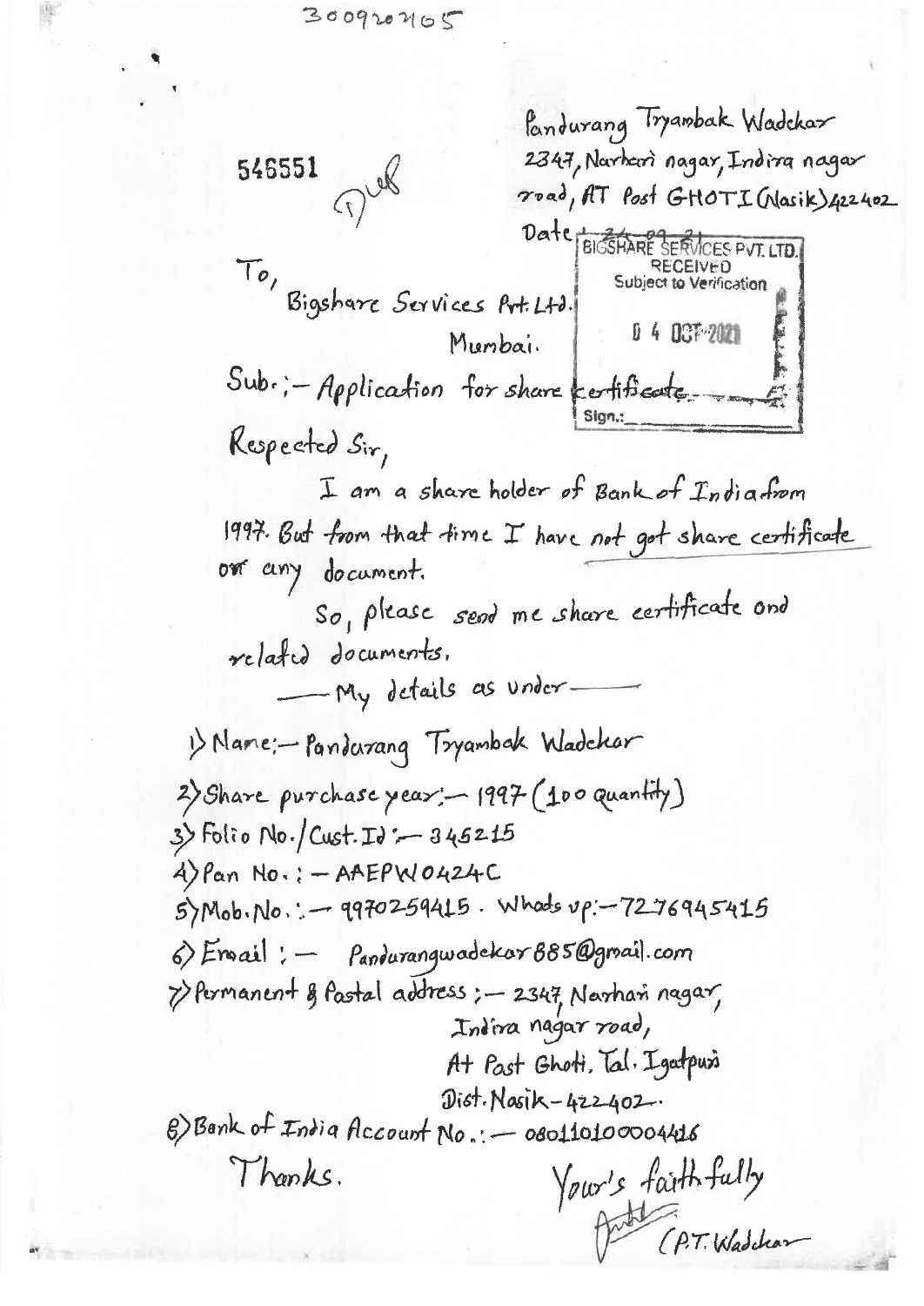300920465

546551

Pandurang Tryambak Wadekar
2347, Narhari nagar, Indira nagar road, AT Post GHOTI (Nasik) 422402

Date : 24-09-21

BIGSHARE SERVICES PVT. LTD.
RECEIVED
Subject to Verification
0 4 OCT 2021
Sign.:

To,
Bigshare Services Pvt. Ltd.
Mumbai.

Sub.:- Application for share certificate.

Respected Sir,

I am a share holder of Bank of India from 1997. But from that time I have not got share certificate or any document.

So, please send me share certificate and related documents.

— My details as under —

1) Name:- Pandurang Tryambak Wadekar
2) Share purchase year:- 1997 (100 quantity)
3) Folio No./Cust. Id :- 345215
4) Pan No. : - AAEPW0424C
5) Mob. No. :- 9970259415. Whats up:- 7276945415
6) Email : - Pandurangwadekar885@gmail.com
7) Permanent & Postal address ;- 2347, Narhari nagar, Indira nagar road, At Post Ghoti, Tal. Igatpuri Dist. Nasik - 422402.
8) Bank of India Account No. :- 080110100004416

Thanks.

Your's faithfully

(P.T. Wadekar)